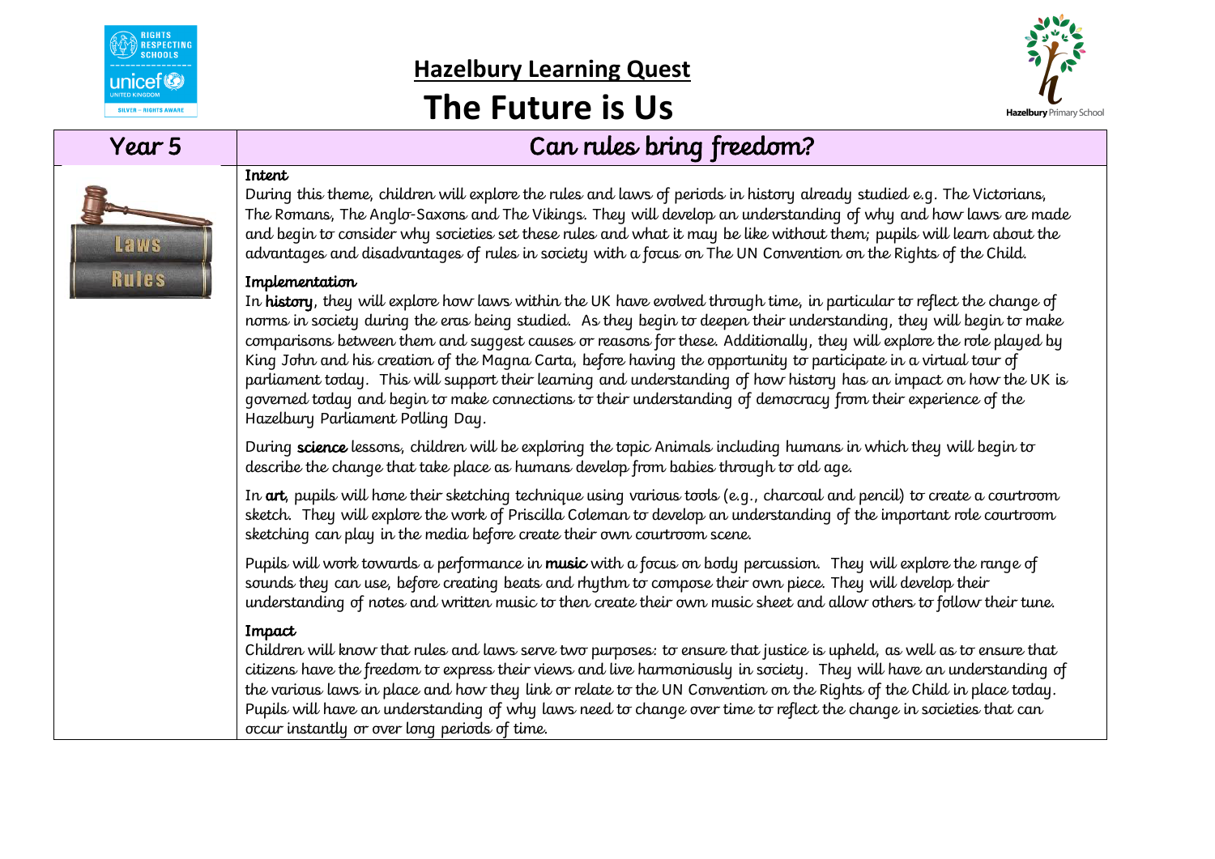# Hazelbury Learning Quest

# The Future is Us

## Year 5 — Can rules bring freedom?

Laws
Rules

**Intent**

During this theme, children will explore the rules and laws of periods in history already studied e.g. The Victorians, The Romans, The Anglo-Saxons and The Vikings. They will develop an understanding of why and how laws are made and begin to consider why societies set these rules and what it may be like without them; pupils will learn about the advantages and disadvantages of rules in society with a focus on The UN Convention on the Rights of the Child.

**Implementation**

In **history**, they will explore how laws within the UK have evolved through time, in particular to reflect the change of norms in society during the eras being studied. As they begin to deepen their understanding, they will begin to make comparisons between them and suggest causes or reasons for these. Additionally, they will explore the role played by King John and his creation of the Magna Carta, before having the opportunity to participate in a virtual tour of parliament today. This will support their learning and understanding of how history has an impact on how the UK is governed today and begin to make connections to their understanding of democracy from their experience of the Hazelbury Parliament Polling Day.

During **science** lessons, children will be exploring the topic Animals including humans in which they will begin to describe the change that take place as humans develop from babies through to old age.

In **art**, pupils will hone their sketching technique using various tools (e.g., charcoal and pencil) to create a courtroom sketch. They will explore the work of Priscilla Coleman to develop an understanding of the important role courtroom sketching can play in the media before create their own courtroom scene.

Pupils will work towards a performance in **music** with a focus on body percussion. They will explore the range of sounds they can use, before creating beats and rhythm to compose their own piece. They will develop their understanding of notes and written music to then create their own music sheet and allow others to follow their tune.

**Impact**

Children will know that rules and laws serve two purposes: to ensure that justice is upheld, as well as to ensure that citizens have the freedom to express their views and live harmoniously in society. They will have an understanding of the various laws in place and how they link or relate to the UN Convention on the Rights of the Child in place today. Pupils will have an understanding of why laws need to change over time to reflect the change in societies that can occur instantly or over long periods of time.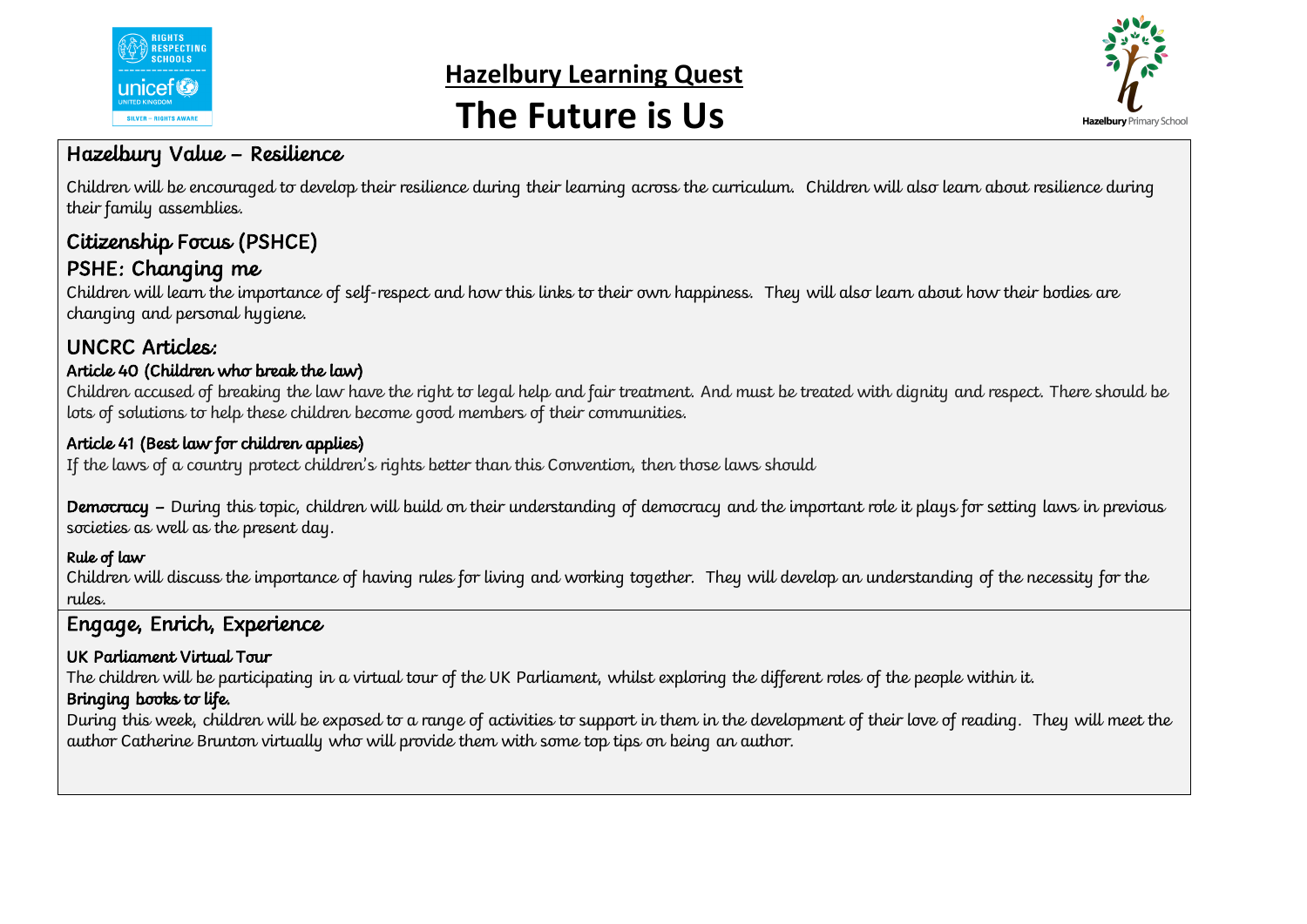## Hazelbury Learning Quest

# The Future is Us

## Hazelbury Value – Resilience

Children will be encouraged to develop their resilience during their learning across the curriculum. Children will also learn about resilience during their family assemblies.

## Citizenship Focus (PSHCE)

## PSHE: Changing me

Children will learn the importance of self-respect and how this links to their own happiness. They will also learn about how their bodies are changing and personal hygiene.

## UNCRC Articles:

### Article 40 (Children who break the law)

Children accused of breaking the law have the right to legal help and fair treatment. And must be treated with dignity and respect. There should be lots of solutions to help these children become good members of their communities.

### Article 41 (Best law for children applies)

If the laws of a country protect children's rights better than this Convention, then those laws should

**Democracy** – During this topic, children will build on their understanding of democracy and the important role it plays for setting laws in previous societies as well as the present day.

**Rule of law**

Children will discuss the importance of having rules for living and working together. They will develop an understanding of the necessity for the rules.

## Engage, Enrich, Experience

**UK Parliament Virtual Tour**

The children will be participating in a virtual tour of the UK Parliament, whilst exploring the different roles of the people within it.

**Bringing books to life.**

During this week, children will be exposed to a range of activities to support in them in the development of their love of reading. They will meet the author Catherine Brunton virtually who will provide them with some top tips on being an author.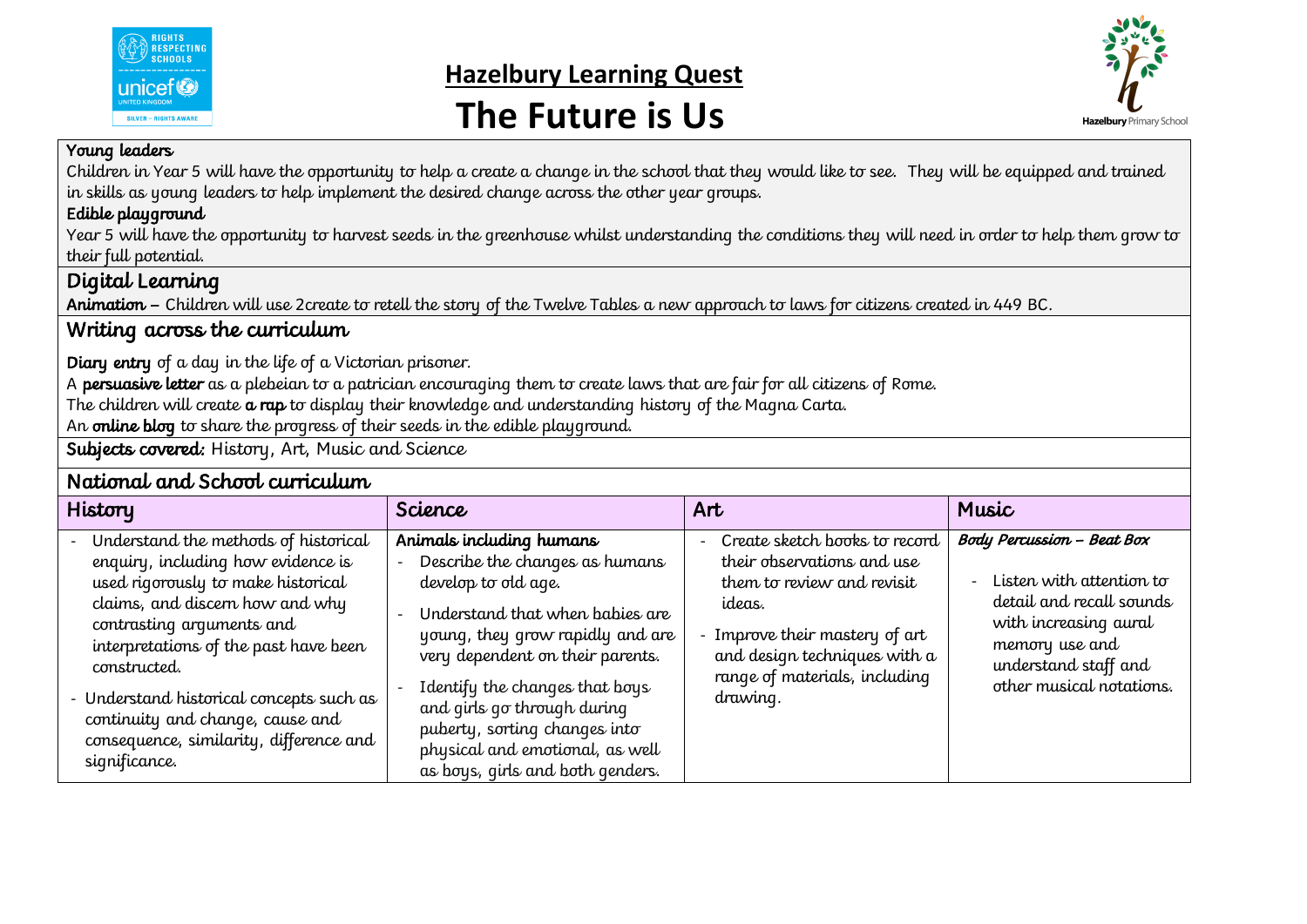# Hazelbury Learning Quest

# The Future is Us

**Young leaders**

Children in Year 5 will have the opportunity to help a create a change in the school that they would like to see. They will be equipped and trained in skills as young leaders to help implement the desired change across the other year groups.

**Edible playground**

Year 5 will have the opportunity to harvest seeds in the greenhouse whilst understanding the conditions they will need in order to help them grow to their full potential.

## Digital Learning

**Animation** – Children will use 2create to retell the story of the Twelve Tables a new approach to laws for citizens created in 449 BC.

## Writing across the curriculum

**Diary entry** of a day in the life of a Victorian prisoner.

A **persuasive letter** as a plebeian to a patrician encouraging them to create laws that are fair for all citizens of Rome.

The children will create **a rap** to display their knowledge and understanding history of the Magna Carta.

An **online blog** to share the progress of their seeds in the edible playground.

**Subjects covered:** History, Art, Music and Science

## National and School curriculum

| History | Science | Art | Music |
| --- | --- | --- | --- |
| - Understand the methods of historical enquiry, including how evidence is used rigorously to make historical claims, and discern how and why contrasting arguments and interpretations of the past have been constructed.<br>- Understand historical concepts such as continuity and change, cause and consequence, similarity, difference and significance. | **Animals including humans**<br>- Describe the changes as humans develop to old age.<br>- Understand that when babies are young, they grow rapidly and are very dependent on their parents.<br>- Identify the changes that boys and girls go through during puberty, sorting changes into physical and emotional, as well as boys, girls and both genders. | - Create sketch books to record their observations and use them to review and revisit ideas.<br>- Improve their mastery of art and design techniques with a range of materials, including drawing. | ***Body Percussion – Beat Box***<br>- Listen with attention to detail and recall sounds with increasing aural memory use and understand staff and other musical notations. |